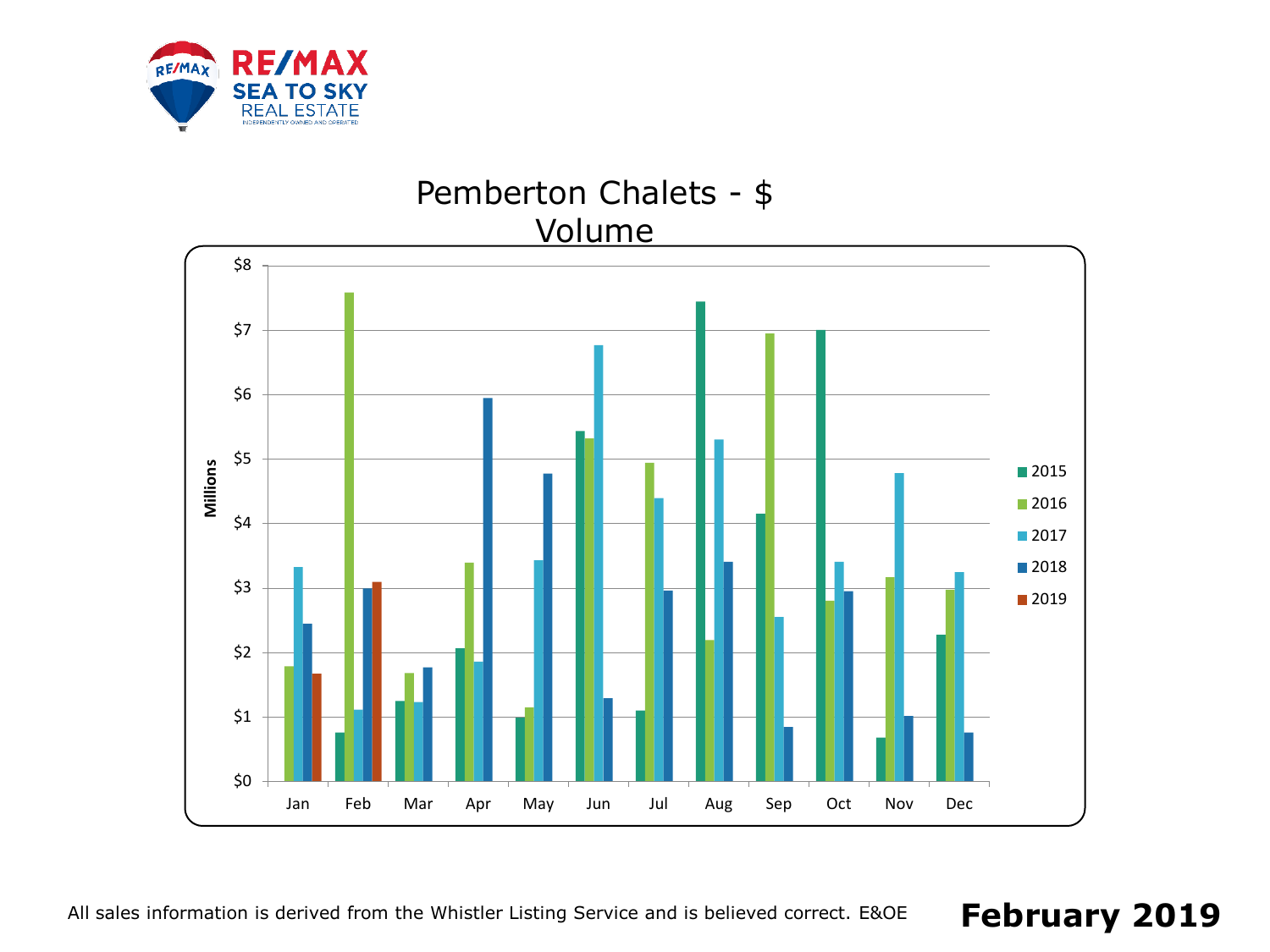RE/MAX SEA TO SKY REAL ESTATE

INDEPENDENTLY OWNED AND OPERATED

## Pemberton Chalets - $ Volume

Millions

$8
$7
$6
$5
$4
$3
$2
$1
$0

Jan Feb Mar Apr May Jun Jul Aug Sep Oct Nov Dec

2015
2016
2017
2018
2019

All sales information is derived from the Whistler Listing Service and is believed correct. E&OE

**February 2019**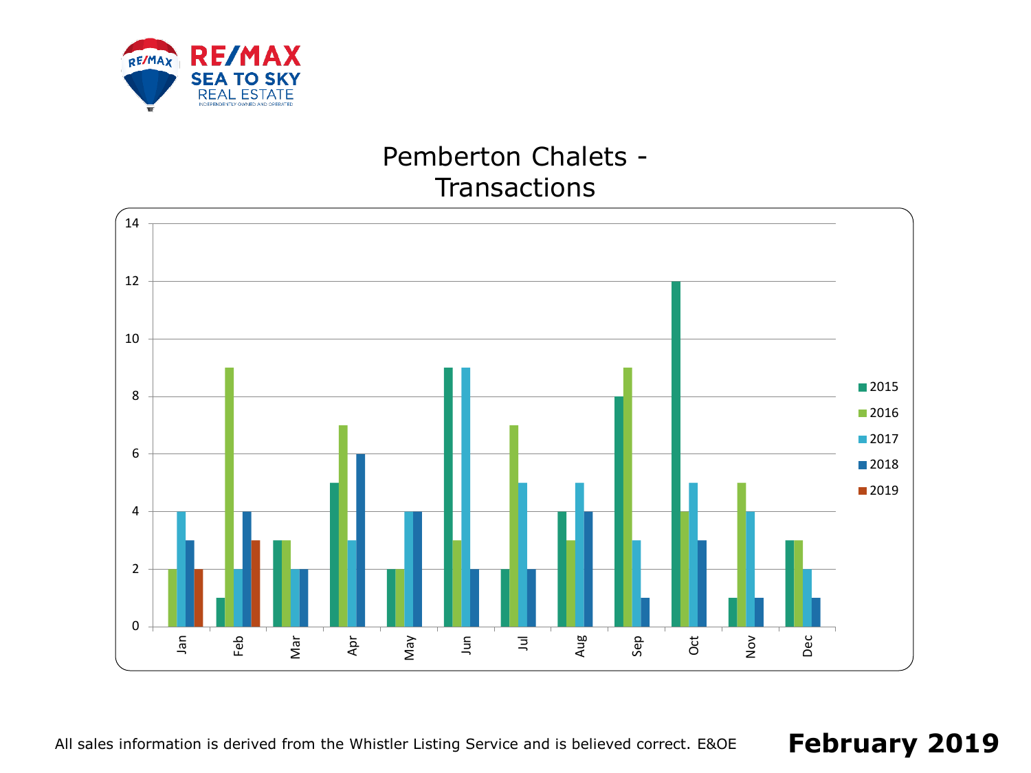# Pemberton Chalets - Transactions

| Month | 2015 | 2016 | 2017 | 2018 | 2019 |
|---|---|---|---|---|---|
| Jan | | 2 | 4 | 3 | 2 |
| Feb | 1 | 9 | 2 | 4 | 3 |
| Mar | 3 | 3 | 2 | 2 | |
| Apr | 5 | 7 | 3 | 6 | |
| May | 2 | 2 | 4 | 4 | |
| Jun | 9 | 3 | 9 | 2 | |
| Jul | 2 | 7 | 5 | 2 | |
| Aug | 4 | 3 | 5 | 4 | |
| Sep | 8 | 9 | 3 | 1 | |
| Oct | 12 | 4 | 5 | 3 | |
| Nov | 1 | 5 | 4 | 1 | |
| Dec | 3 | 3 | 2 | 1 | |

All sales information is derived from the Whistler Listing Service and is believed correct. E&OE

**February 2019**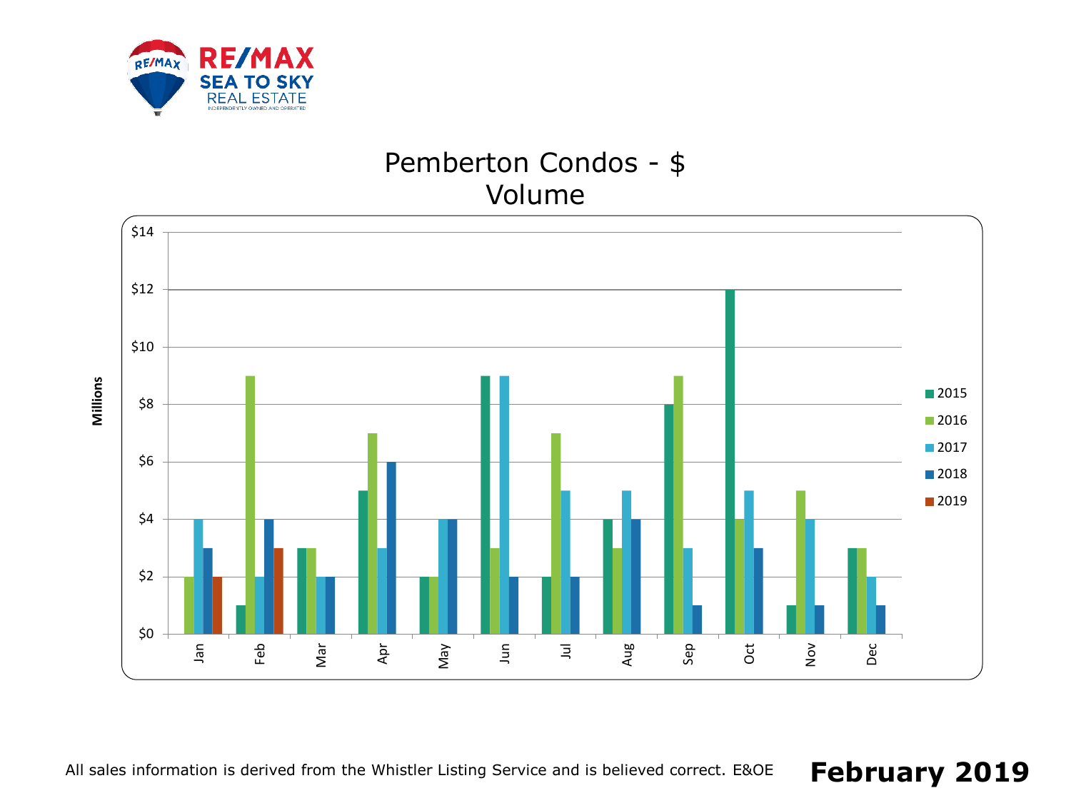# Pemberton Condos - $ Volume

| Month | 2015 | 2016 | 2017 | 2018 | 2019 |
| --- | --- | --- | --- | --- | --- |
| Jan | | 2 | 4 | 3 | 2 |
| Feb | 1 | 9 | 2 | 4 | 3 |
| Mar | 3 | 3 | 2 | 2 | |
| Apr | 5 | 7 | 3 | 6 | |
| May | 2 | 2 | 4 | 4 | |
| Jun | 9 | 3 | 9 | 2 | |
| Jul | 2 | 7 | 5 | 2 | |
| Aug | 4 | 3 | 5 | 4 | |
| Sep | 8 | 9 | 3 | 1 | |
| Oct | 12 | 4 | 5 | 3 | |
| Nov | 1 | 5 | 4 | 1 | |
| Dec | 3 | 3 | 2 | 1 | |

Millions

All sales information is derived from the Whistler Listing Service and is believed correct. E&OE

**February 2019**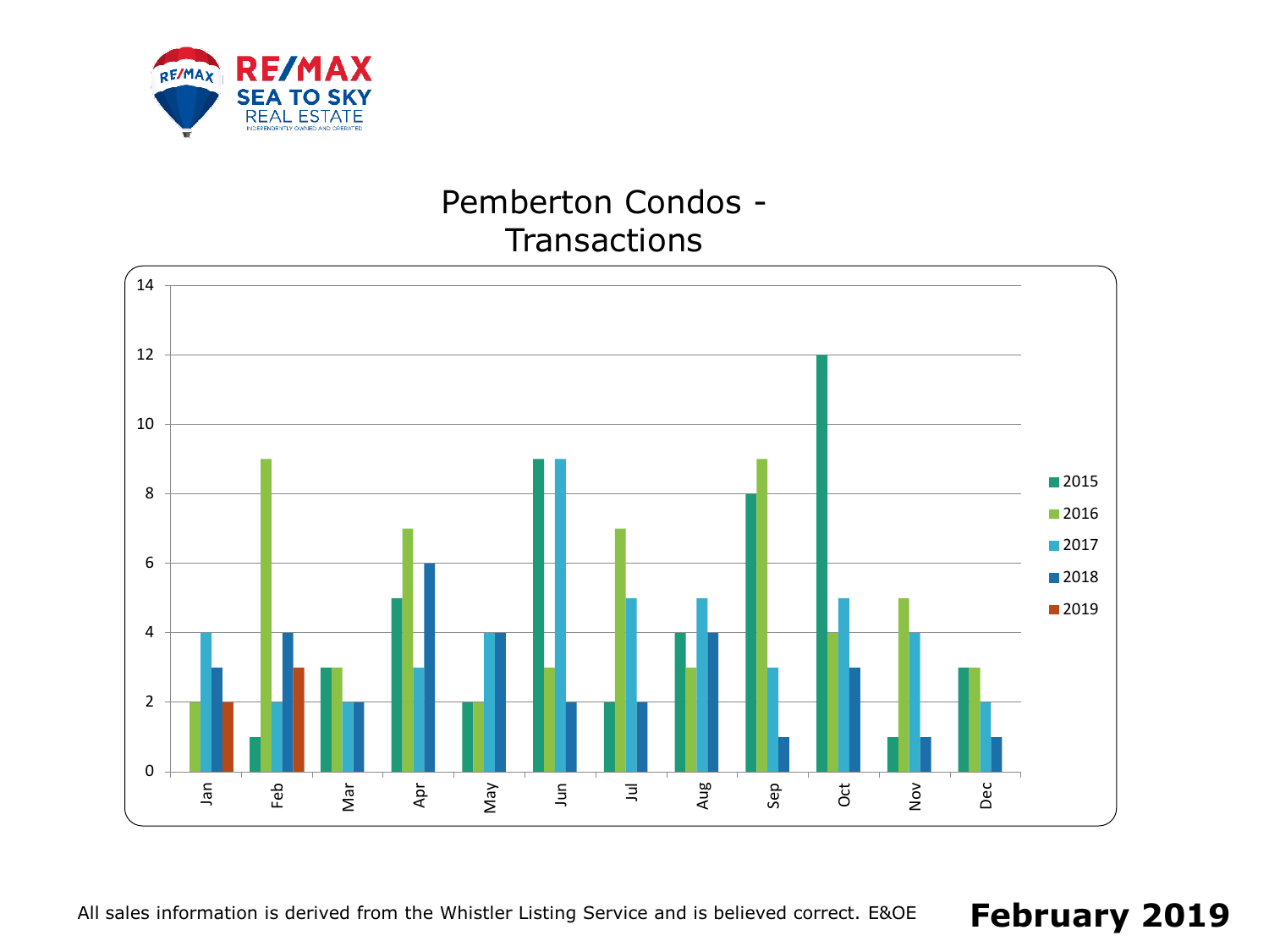# Pemberton Condos - Transactions

| Month | 2015 | 2016 | 2017 | 2018 | 2019 |
|---|---|---|---|---|---|
| Jan | | 2 | 4 | 3 | 2 |
| Feb | 1 | 9 | 2 | 4 | 3 |
| Mar | 3 | 3 | 2 | 2 | |
| Apr | 5 | 7 | 3 | 6 | |
| May | 2 | 2 | 4 | 4 | |
| Jun | 9 | 3 | 9 | 2 | |
| Jul | 2 | 7 | 5 | 2 | |
| Aug | 4 | 3 | 5 | 4 | |
| Sep | 8 | 9 | 3 | 1 | |
| Oct | 12 | 4 | 5 | 3 | |
| Nov | 1 | 5 | 4 | 1 | |
| Dec | 3 | 3 | 2 | 1 | |

All sales information is derived from the Whistler Listing Service and is believed correct. E&OE

**February 2019**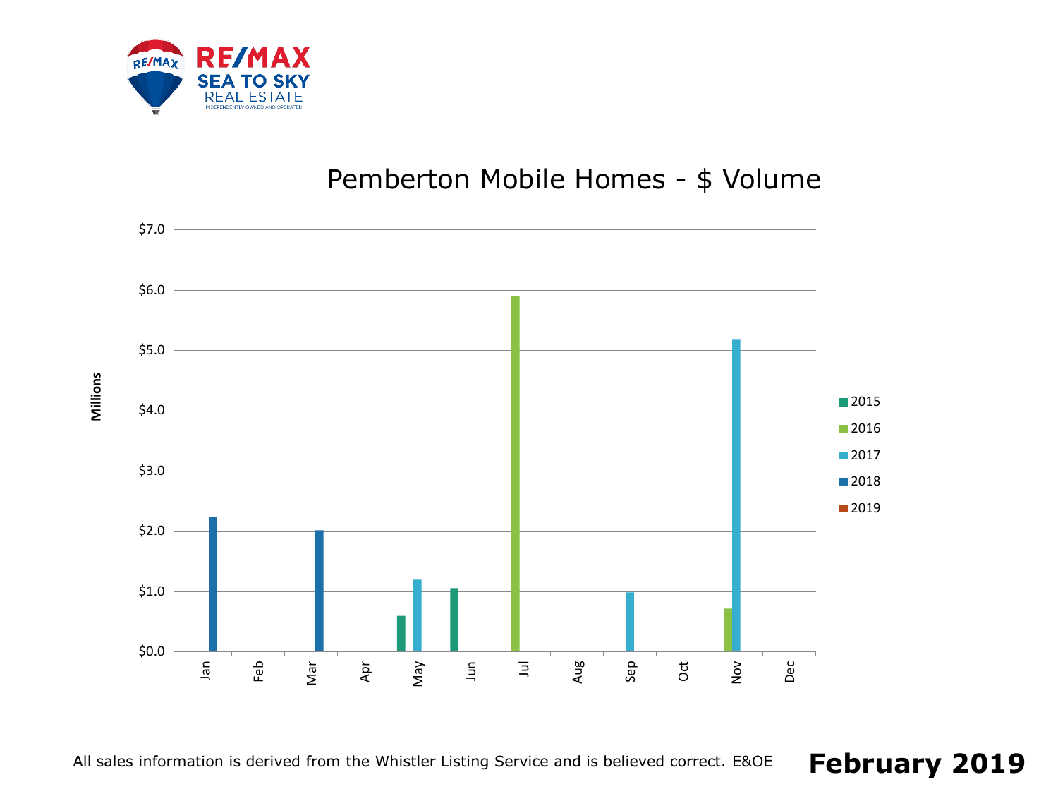RE/MAX SEA TO SKY REAL ESTATE
INDEPENDENTLY OWNED AND OPERATED

# Pemberton Mobile Homes - $ Volume

Millions

$7.0
$6.0
$5.0
$4.0
$3.0
$2.0
$1.0
$0.0

Jan Feb Mar Apr May Jun Jul Aug Sep Oct Nov Dec

2015
2016
2017
2018
2019

All sales information is derived from the Whistler Listing Service and is believed correct. E&OE

**February 2019**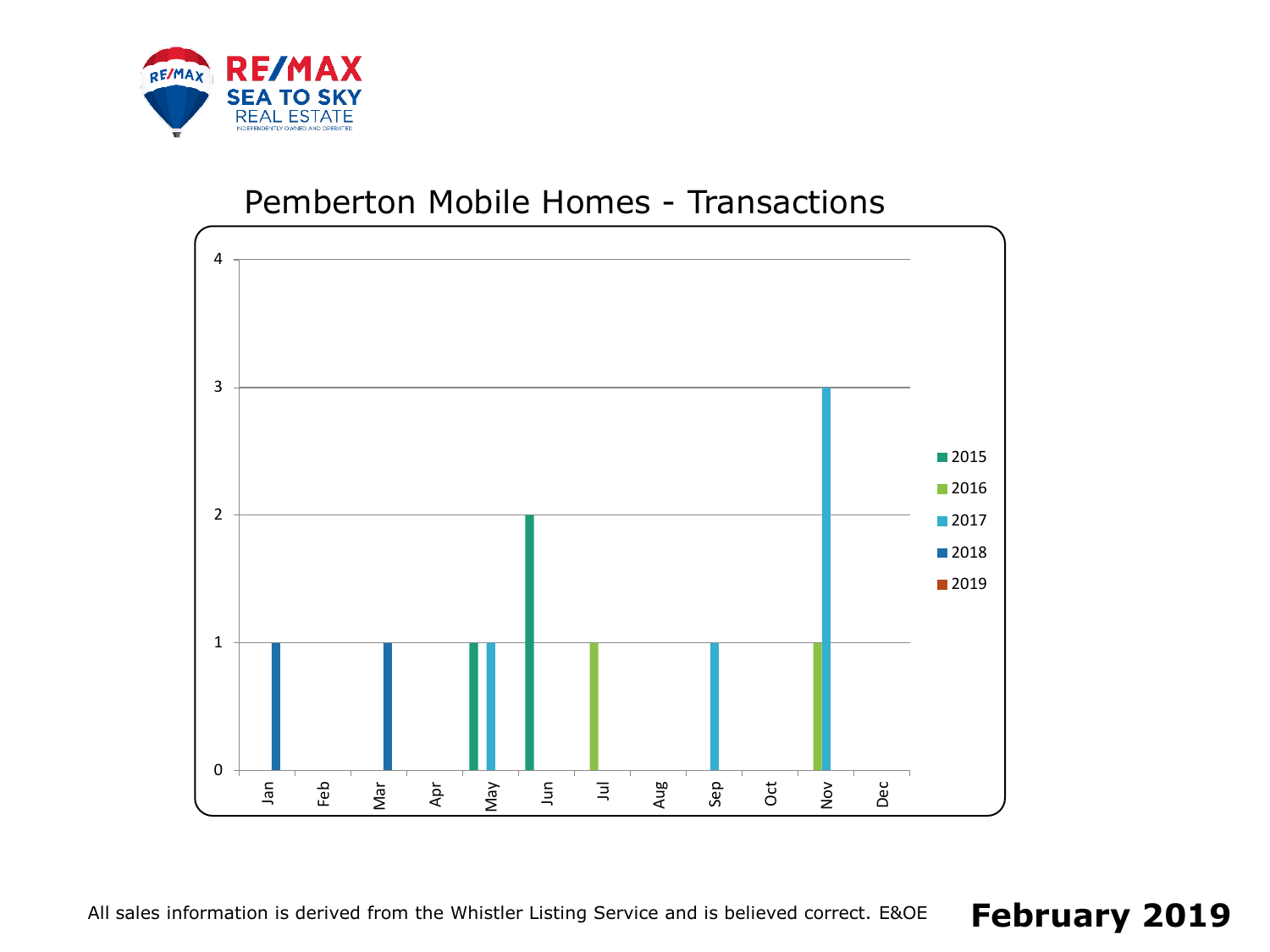RE/MAX SEA TO SKY REAL ESTATE

INDEPENDENTLY OWNED AND OPERATED

## Pemberton Mobile Homes - Transactions

| Month | 2015 | 2016 | 2017 | 2018 | 2019 |
|---|---|---|---|---|---|
| Jan | | | | 1 | |
| Feb | | | | | |
| Mar | | | | 1 | |
| Apr | | | | | |
| May | 1 | | 1 | | |
| Jun | 2 | | | | |
| Jul | | 1 | | | |
| Aug | | | | | |
| Sep | | | 1 | | |
| Oct | | | | | |
| Nov | | 1 | 3 | | |
| Dec | | | | | |

All sales information is derived from the Whistler Listing Service and is believed correct. E&OE

**February 2019**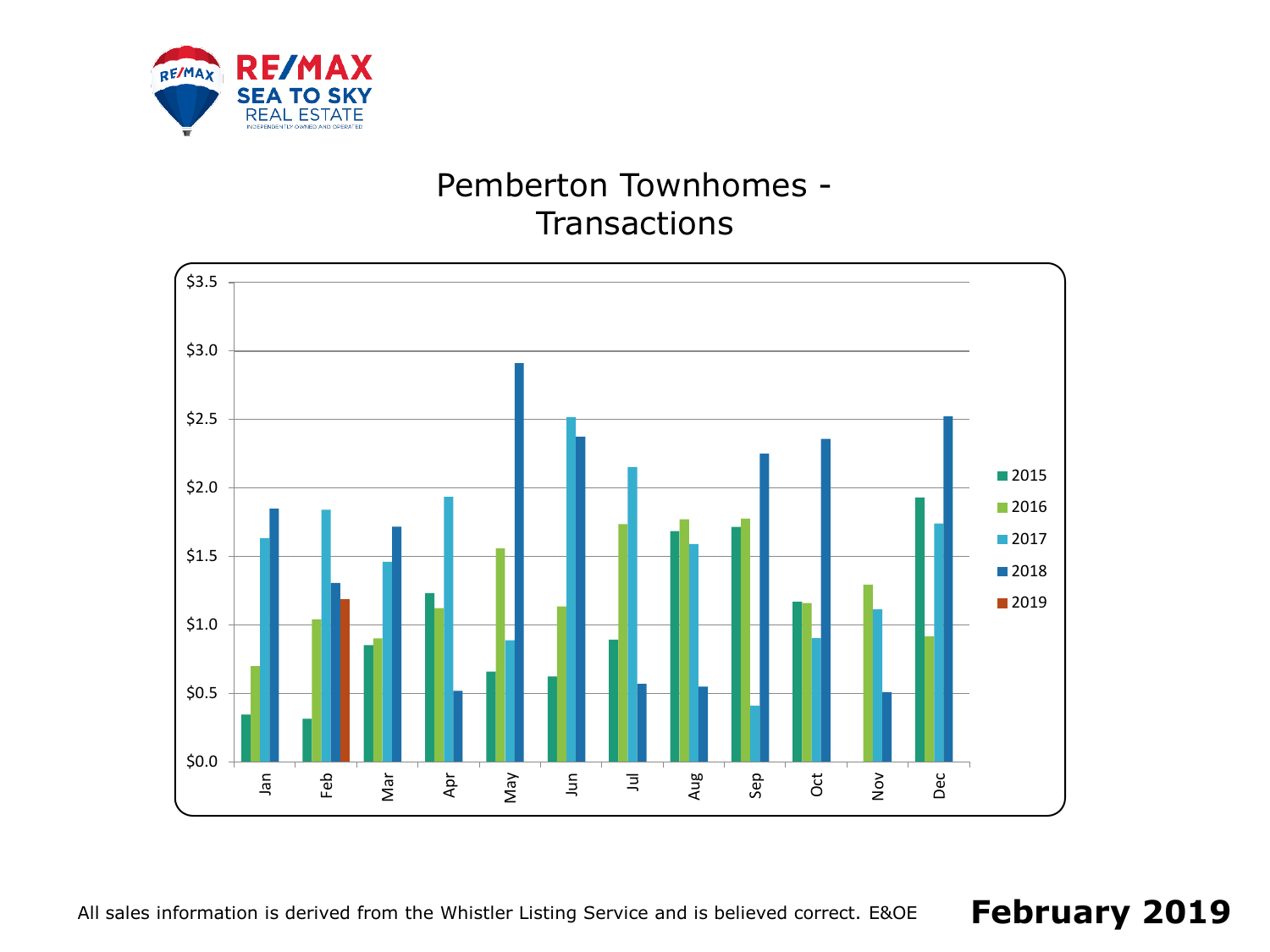# Pemberton Townhomes - Transactions

| Month | 2015 | 2016 | 2017 | 2018 | 2019 |
|---|---|---|---|---|---|
| Jan | 0.35 | 0.70 | 1.63 | 1.85 | |
| Feb | 0.32 | 1.04 | 1.84 | 1.31 | 1.19 |
| Mar | 0.85 | 0.90 | 1.46 | 1.72 | |
| Apr | 1.23 | 1.12 | 1.94 | 0.52 | |
| May | 0.66 | 1.56 | 0.89 | 2.91 | |
| Jun | 0.63 | 1.13 | 2.52 | 2.37 | |
| Jul | 0.89 | 1.74 | 2.15 | 0.57 | |
| Aug | 1.68 | 1.77 | 1.59 | 0.55 | |
| Sep | 1.71 | 1.77 | 0.41 | 2.25 | |
| Oct | 1.17 | 1.16 | 0.90 | 2.36 | |
| Nov | | 1.29 | 1.11 | 0.51 | |
| Dec | 1.93 | 0.91 | 1.74 | 2.52 | |

All sales information is derived from the Whistler Listing Service and is believed correct. E&OE

**February 2019**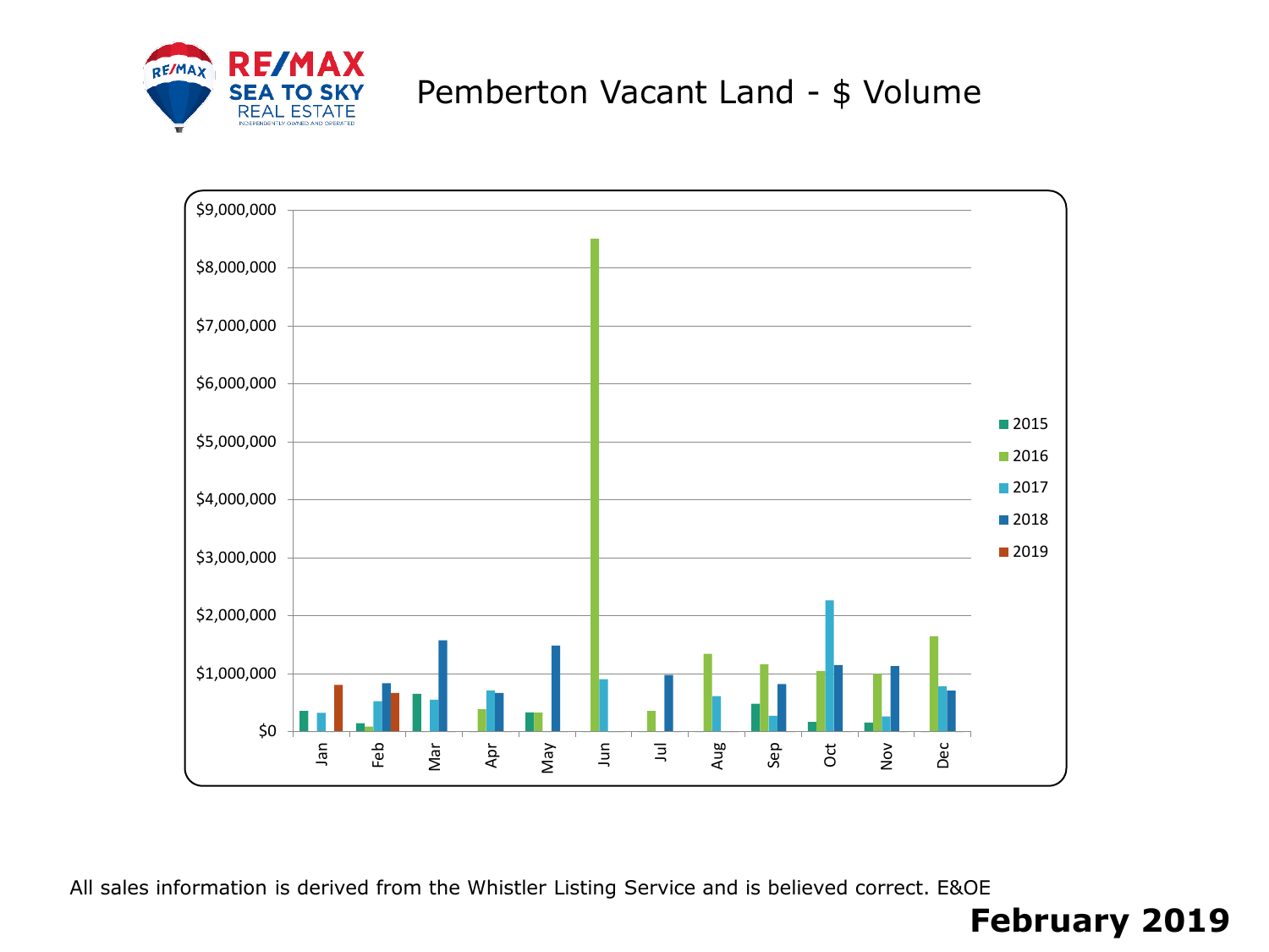# Pemberton Vacant Land - $ Volume

$9,000,000
$8,000,000
$7,000,000
$6,000,000
$5,000,000
$4,000,000
$3,000,000
$2,000,000
$1,000,000
$0

Jan Feb Mar Apr May Jun Jul Aug Sep Oct Nov Dec

2015
2016
2017
2018
2019

All sales information is derived from the Whistler Listing Service and is believed correct. E&OE

**February 2019**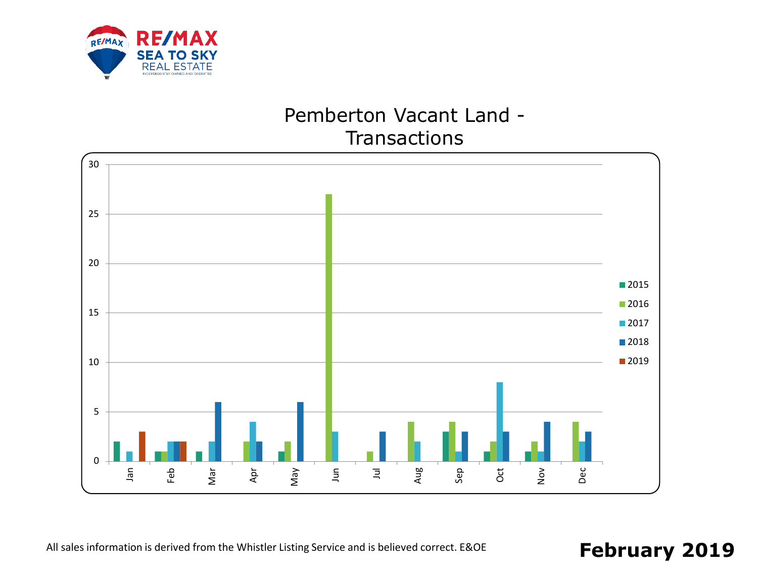# Pemberton Vacant Land - Transactions

| Month | 2015 | 2016 | 2017 | 2018 | 2019 |
|---|---|---|---|---|---|
| Jan | 2 | 0 | 1 | 0 | 3 |
| Feb | 1 | 1 | 2 | 2 | 2 |
| Mar | 1 | 0 | 2 | 6 | |
| Apr | 0 | 2 | 4 | 2 | |
| May | 1 | 2 | 0 | 6 | |
| Jun | 0 | 27 | 3 | 0 | |
| Jul | 0 | 1 | 0 | 3 | |
| Aug | 0 | 4 | 2 | 0 | |
| Sep | 3 | 4 | 1 | 3 | |
| Oct | 1 | 2 | 8 | 3 | |
| Nov | 1 | 2 | 1 | 4 | |
| Dec | 0 | 4 | 2 | 3 | |

All sales information is derived from the Whistler Listing Service and is believed correct. E&OE

**February 2019**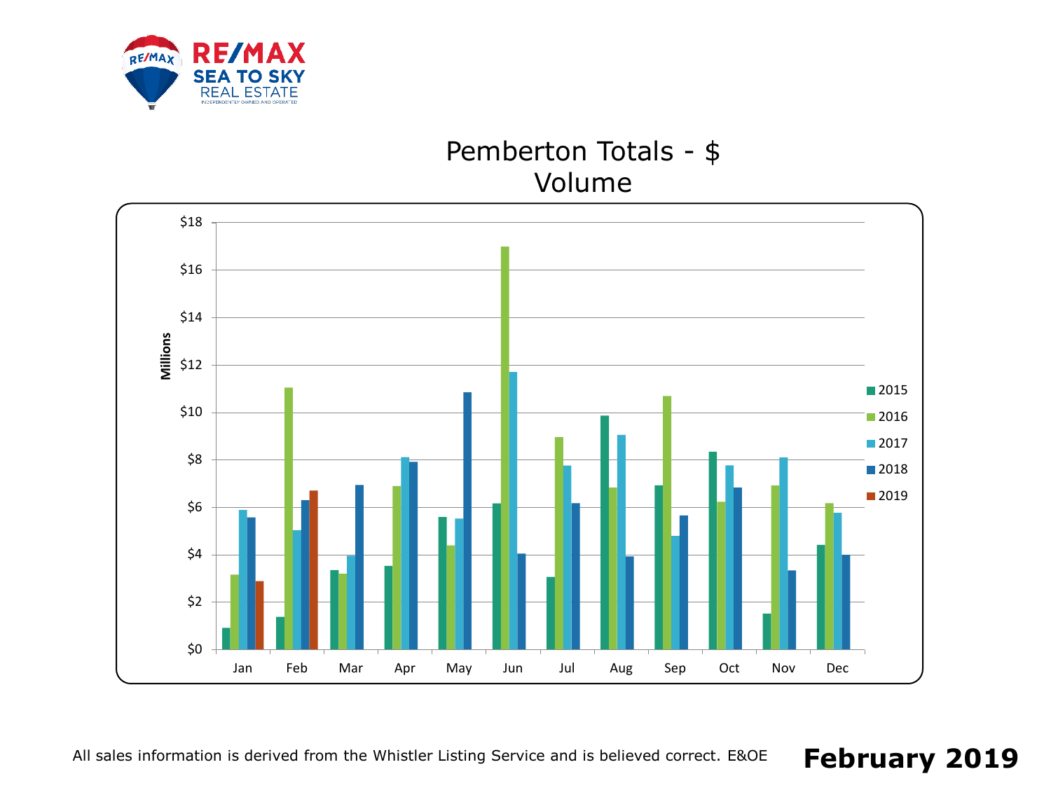RE/MAX SEA TO SKY REAL ESTATE

INDEPENDENTLY OWNED AND OPERATED

# Pemberton Totals - $ Volume

Millions

$18, $16, $14, $12, $10, $8, $6, $4, $2, $0

Jan, Feb, Mar, Apr, May, Jun, Jul, Aug, Sep, Oct, Nov, Dec

2015, 2016, 2017, 2018, 2019

All sales information is derived from the Whistler Listing Service and is believed correct. E&OE

**February 2019**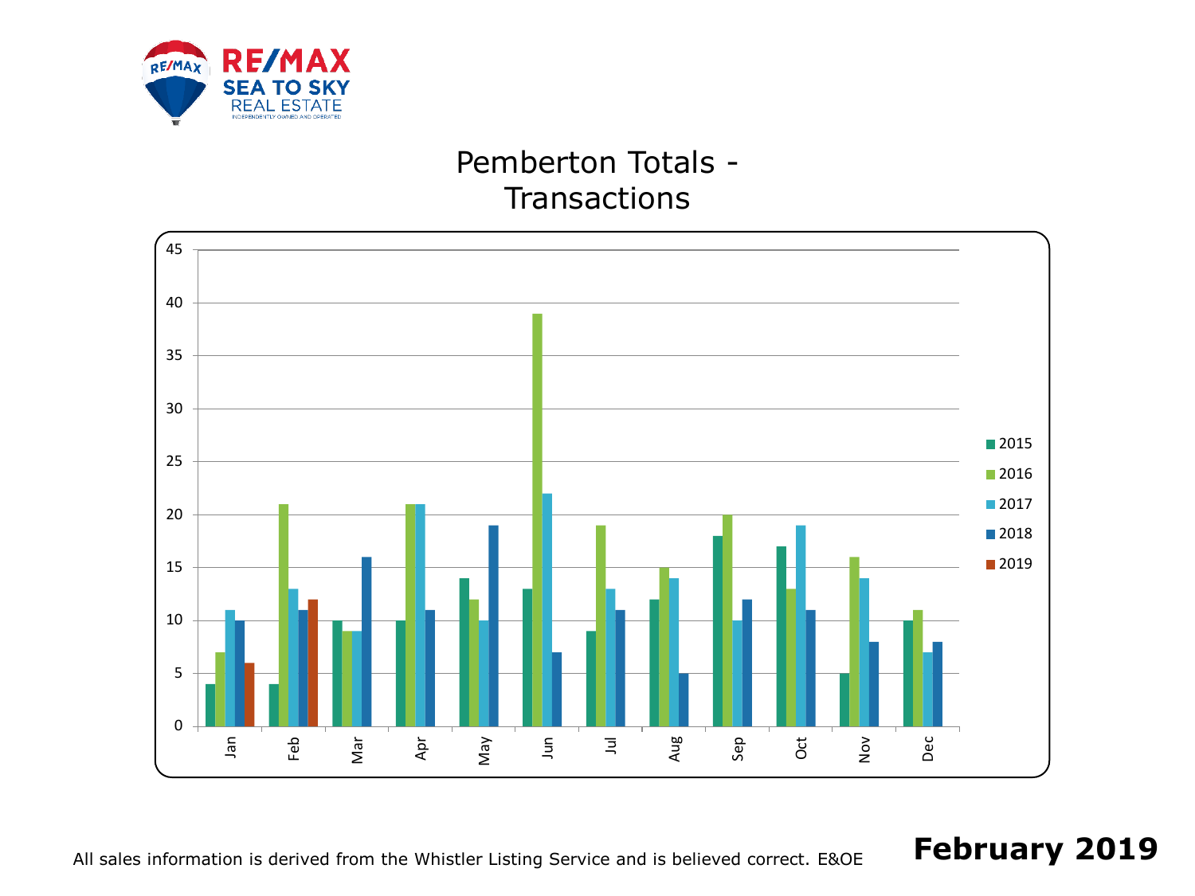# Pemberton Totals - Transactions

| Month | 2015 | 2016 | 2017 | 2018 | 2019 |
|---|---|---|---|---|---|
| Jan | 4 | 7 | 11 | 10 | 6 |
| Feb | 4 | 21 | 13 | 11 | 12 |
| Mar | 10 | 9 | 9 | 16 | |
| Apr | 10 | 21 | 21 | 11 | |
| May | 14 | 12 | 10 | 19 | |
| Jun | 13 | 39 | 22 | 7 | |
| Jul | 9 | 19 | 13 | 11 | |
| Aug | 12 | 15 | 14 | 5 | |
| Sep | 18 | 20 | 10 | 12 | |
| Oct | 17 | 13 | 19 | 11 | |
| Nov | 5 | 16 | 14 | 8 | |
| Dec | 10 | 11 | 7 | 8 | |

All sales information is derived from the Whistler Listing Service and is believed correct. E&OE

**February 2019**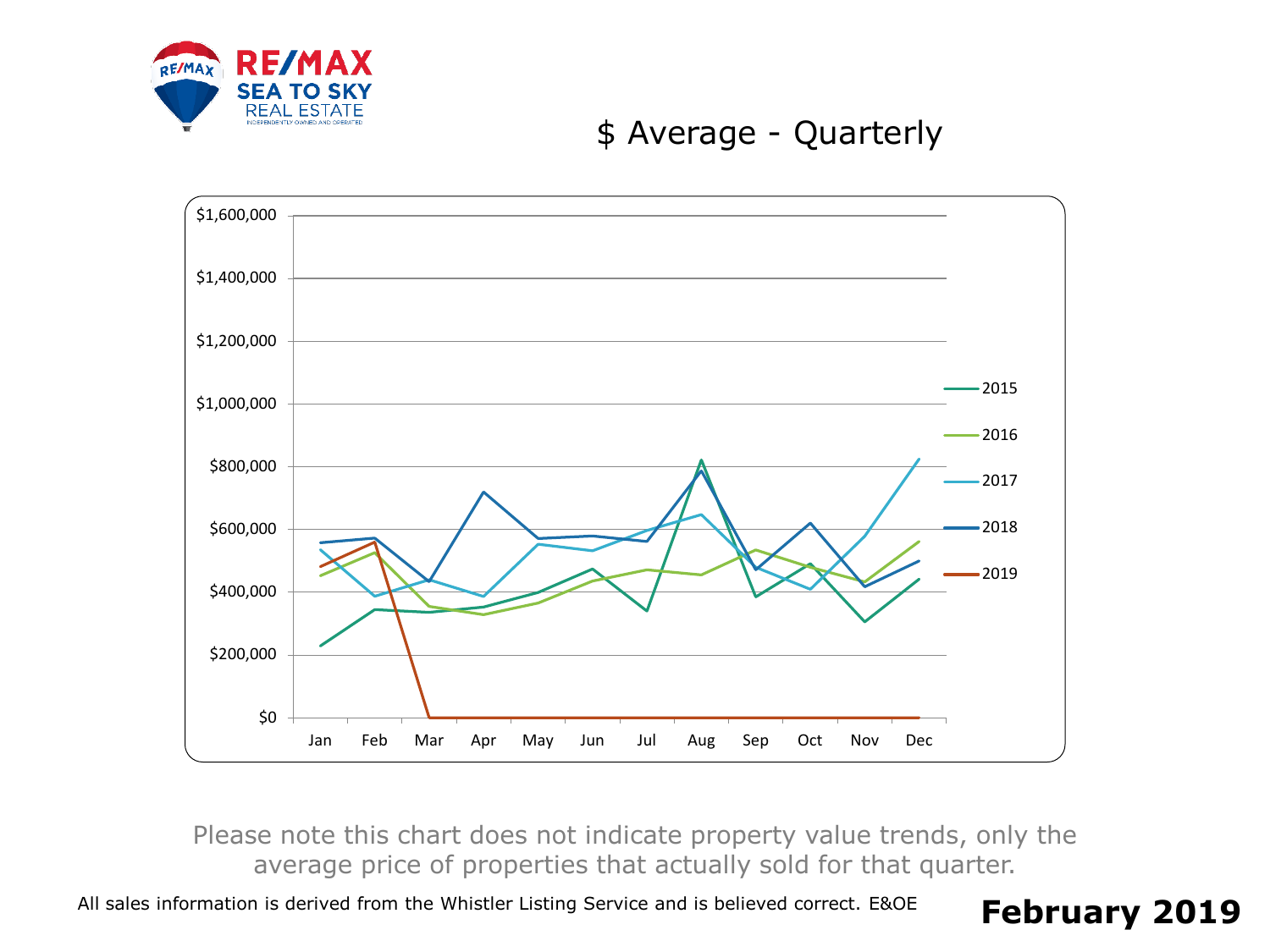RE/MAX SEA TO SKY REAL ESTATE

INDEPENDENTLY OWNED AND OPERATED

## $ Average - Quarterly

Please note this chart does not indicate property value trends, only the average price of properties that actually sold for that quarter.

All sales information is derived from the Whistler Listing Service and is believed correct. E&OE

**February 2019**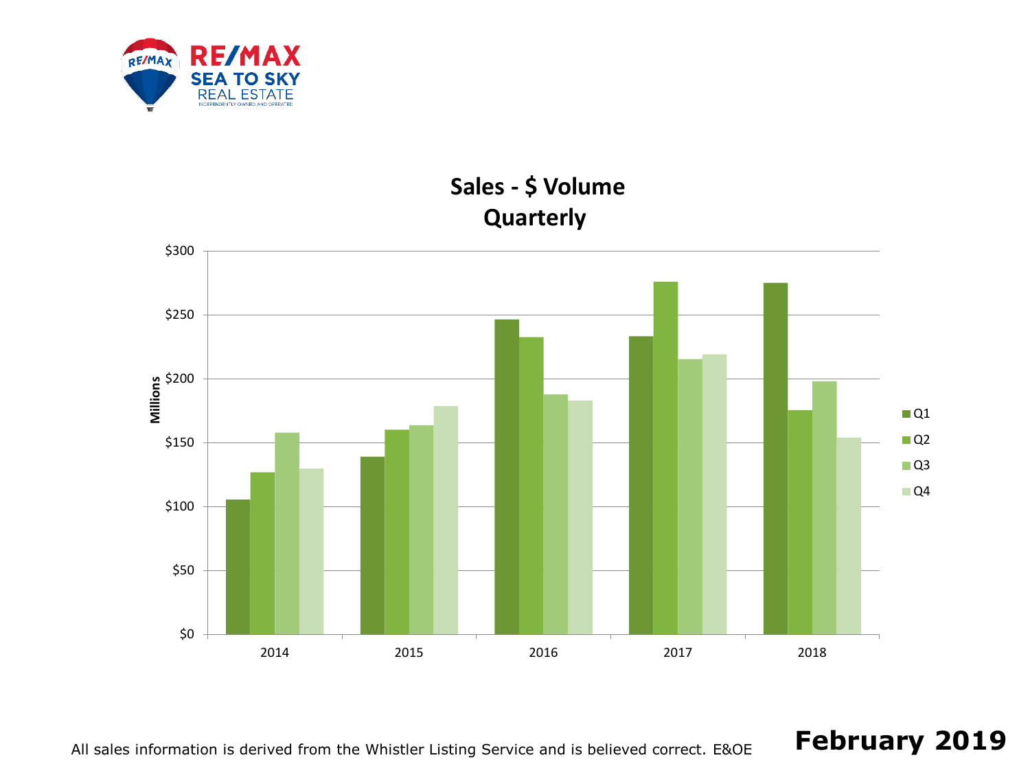RE/MAX SEA TO SKY REAL ESTATE

INDEPENDENTLY OWNED AND OPERATED

## Sales - $ Volume
## Quarterly

All sales information is derived from the Whistler Listing Service and is believed correct. E&OE

**February 2019**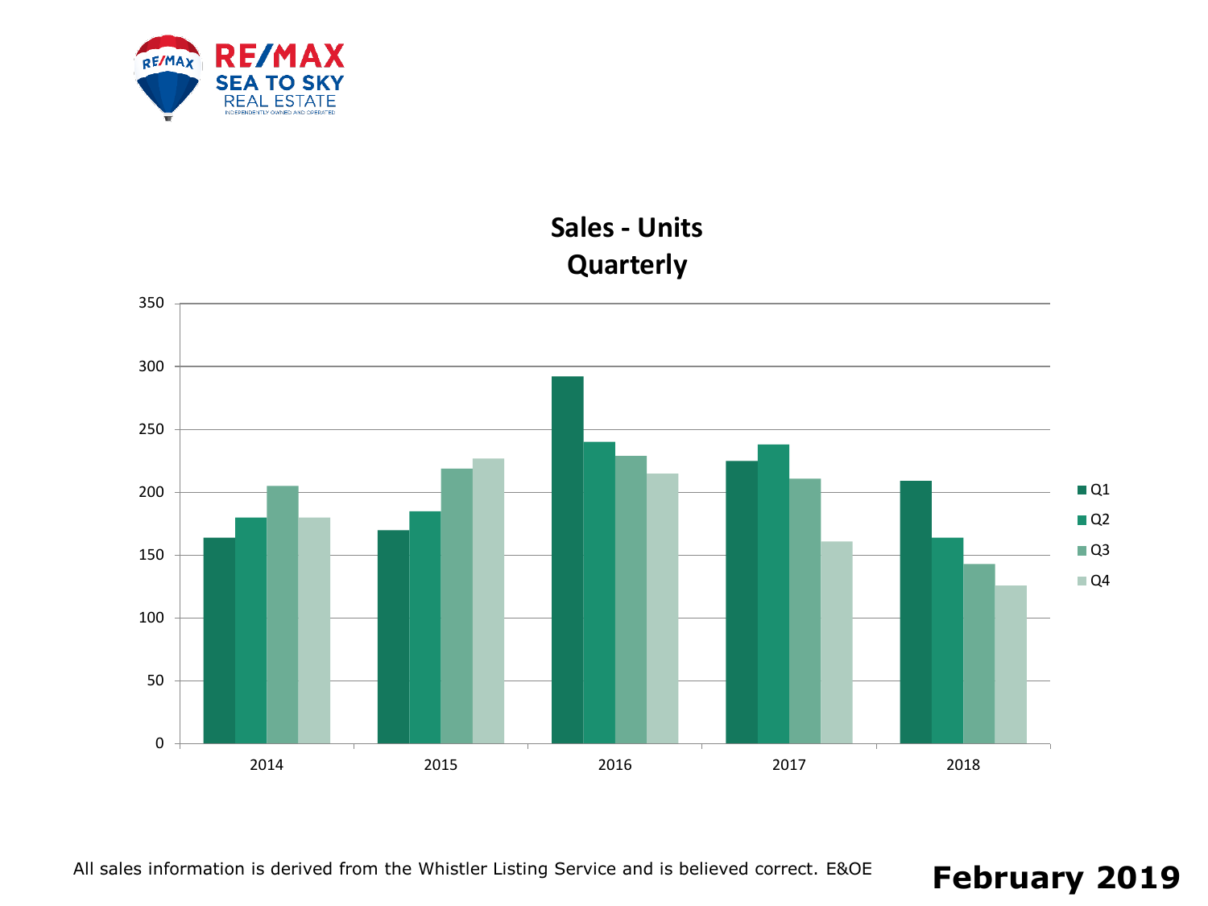RE/MAX SEA TO SKY REAL ESTATE
INDEPENDENTLY OWNED AND OPERATED

## Sales - Units
## Quarterly

350
300
250
200
150
100
50
0

2014
2015
2016
2017
2018

Q1
Q2
Q3
Q4

All sales information is derived from the Whistler Listing Service and is believed correct. E&OE

**February 2019**